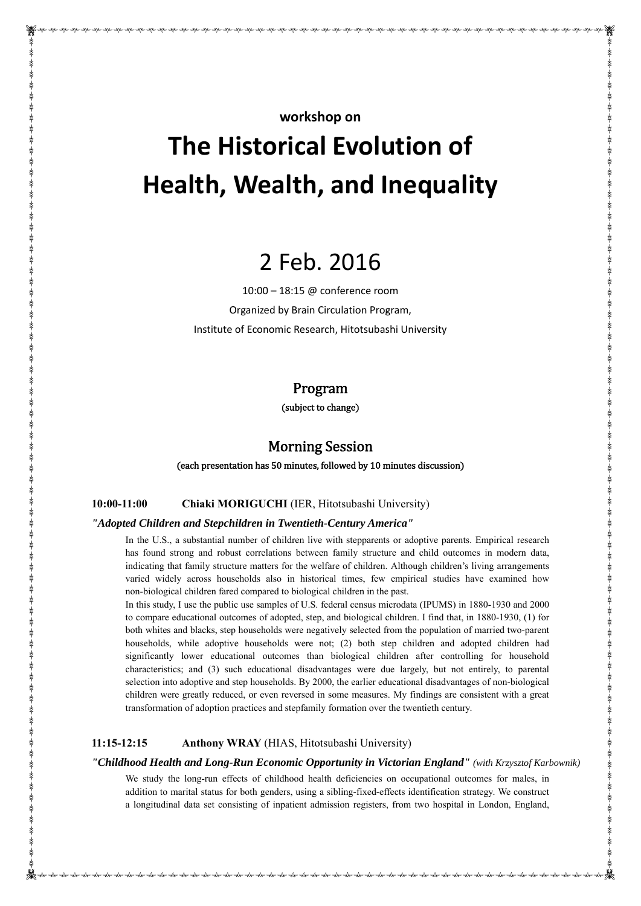**workshop on**

# The Historical Evolution of Health, Wealth, and Inequality

## 2 Feb. 2016

10:00 – 18:15 @ conference room

Organized by Brain Circulation Program,

Institute of Economic Research, Hitotsubashi University

## Program

(subject to change)

## Morning Session

**(each presentation has 50 minutes, followed by 10 minutes discussion)**

**10:00-11:00** **Chiaki MORIGUCHI** (IER, Hitotsubashi University)

***"Adopted Children and Stepchildren in Twentieth-Century America"***

In the U.S., a substantial number of children live with stepparents or adoptive parents. Empirical research has found strong and robust correlations between family structure and child outcomes in modern data, indicating that family structure matters for the welfare of children. Although children's living arrangements varied widely across households also in historical times, few empirical studies have examined how non-biological children fared compared to biological children in the past.

In this study, I use the public use samples of U.S. federal census microdata (IPUMS) in 1880-1930 and 2000 to compare educational outcomes of adopted, step, and biological children. I find that, in 1880-1930, (1) for both whites and blacks, step households were negatively selected from the population of married two-parent households, while adoptive households were not; (2) both step children and adopted children had significantly lower educational outcomes than biological children after controlling for household characteristics; and (3) such educational disadvantages were due largely, but not entirely, to parental selection into adoptive and step households. By 2000, the earlier educational disadvantages of non-biological children were greatly reduced, or even reversed in some measures. My findings are consistent with a great transformation of adoption practices and stepfamily formation over the twentieth century.

**11:15-12:15** **Anthony WRAY** (HIAS, Hitotsubashi University)

***"Childhood Health and Long-Run Economic Opportunity in Victorian England"*** *(with Krzysztof Karbownik)*

We study the long-run effects of childhood health deficiencies on occupational outcomes for males, in addition to marital status for both genders, using a sibling-fixed-effects identification strategy. We construct a longitudinal data set consisting of inpatient admission registers, from two hospital in London, England,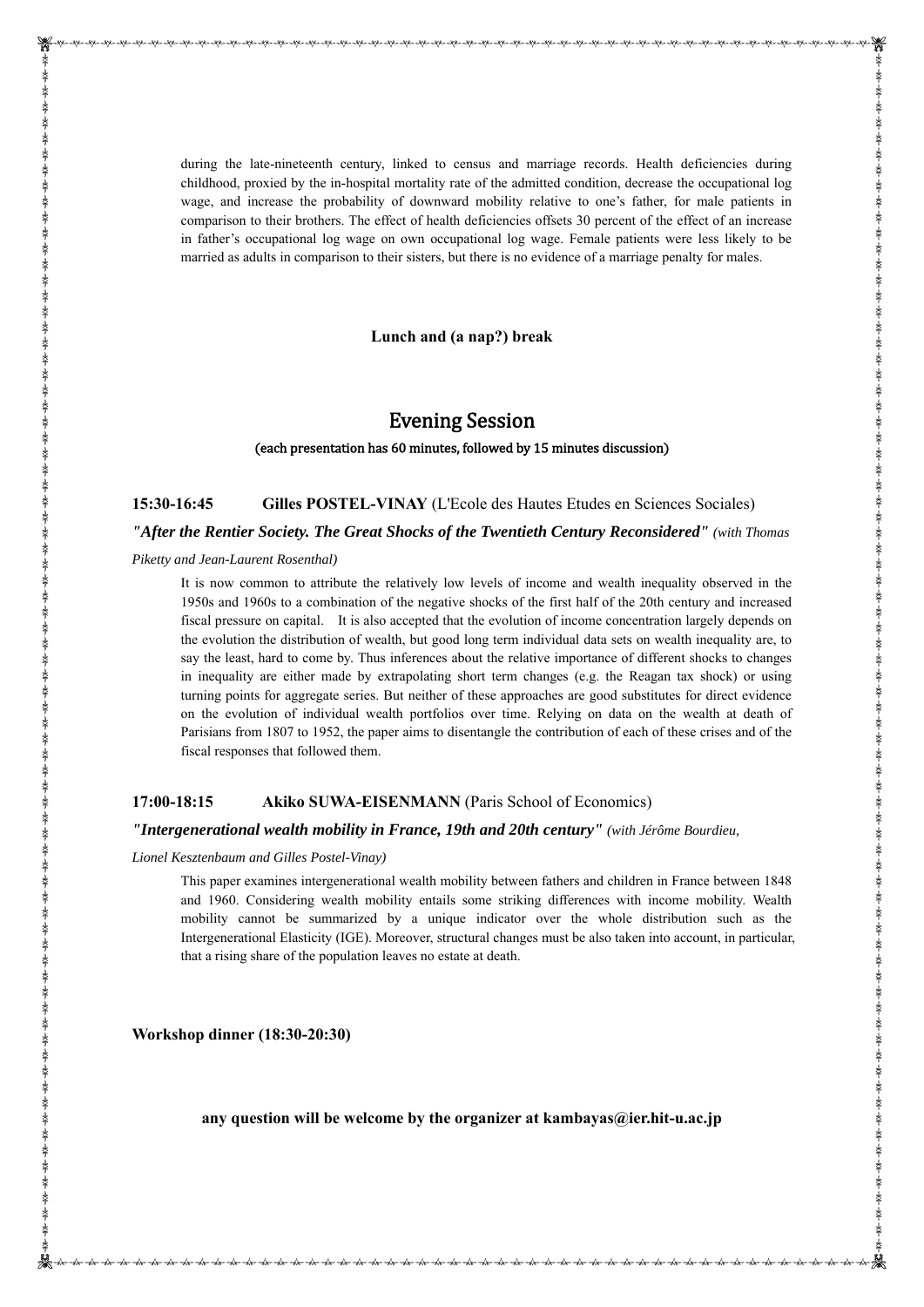during the late-nineteenth century, linked to census and marriage records. Health deficiencies during childhood, proxied by the in-hospital mortality rate of the admitted condition, decrease the occupational log wage, and increase the probability of downward mobility relative to one's father, for male patients in comparison to their brothers. The effect of health deficiencies offsets 30 percent of the effect of an increase in father's occupational log wage on own occupational log wage. Female patients were less likely to be married as adults in comparison to their sisters, but there is no evidence of a marriage penalty for males.

**Lunch and (a nap?) break**

## Evening Session

**(each presentation has 60 minutes, followed by 15 minutes discussion)**

**15:30-16:45 Gilles POSTEL-VINAY** (L'Ecole des Hautes Etudes en Sciences Sociales)

***"After the Rentier Society. The Great Shocks of the Twentieth Century Reconsidered"*** *(with Thomas Piketty and Jean-Laurent Rosenthal)*

It is now common to attribute the relatively low levels of income and wealth inequality observed in the 1950s and 1960s to a combination of the negative shocks of the first half of the 20th century and increased fiscal pressure on capital. It is also accepted that the evolution of income concentration largely depends on the evolution the distribution of wealth, but good long term individual data sets on wealth inequality are, to say the least, hard to come by. Thus inferences about the relative importance of different shocks to changes in inequality are either made by extrapolating short term changes (e.g. the Reagan tax shock) or using turning points for aggregate series. But neither of these approaches are good substitutes for direct evidence on the evolution of individual wealth portfolios over time. Relying on data on the wealth at death of Parisians from 1807 to 1952, the paper aims to disentangle the contribution of each of these crises and of the fiscal responses that followed them.

**17:00-18:15 Akiko SUWA-EISENMANN** (Paris School of Economics)

***"Intergenerational wealth mobility in France, 19th and 20th century"*** *(with Jérôme Bourdieu, Lionel Kesztenbaum and Gilles Postel-Vinay)*

This paper examines intergenerational wealth mobility between fathers and children in France between 1848 and 1960. Considering wealth mobility entails some striking differences with income mobility. Wealth mobility cannot be summarized by a unique indicator over the whole distribution such as the Intergenerational Elasticity (IGE). Moreover, structural changes must be also taken into account, in particular, that a rising share of the population leaves no estate at death.

**Workshop dinner (18:30-20:30)**

**any question will be welcome by the organizer at kambayas@ier.hit-u.ac.jp**